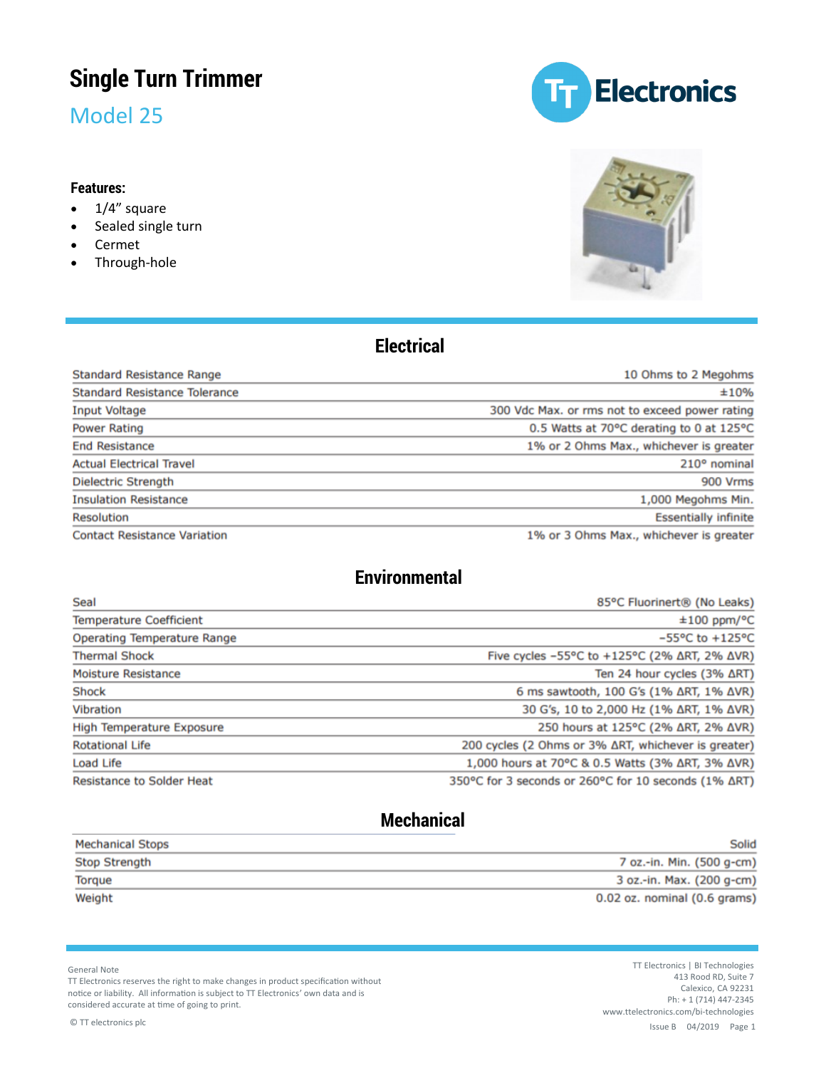# Single Turn Trimmer

## Model 25

**Features:**

- 1/4" square
- Sealed single turn
- Cermet
- Through-hole

## Electrical

| | |
|---|---|
| Standard Resistance Range | 10 Ohms to 2 Megohms |
| Standard Resistance Tolerance | ±10% |
| Input Voltage | 300 Vdc Max. or rms not to exceed power rating |
| Power Rating | 0.5 Watts at 70°C derating to 0 at 125°C |
| End Resistance | 1% or 2 Ohms Max., whichever is greater |
| Actual Electrical Travel | 210° nominal |
| Dielectric Strength | 900 Vrms |
| Insulation Resistance | 1,000 Megohms Min. |
| Resolution | Essentially infinite |
| Contact Resistance Variation | 1% or 3 Ohms Max., whichever is greater |

## Environmental

| | |
|---|---|
| Seal | 85°C Fluorinert® (No Leaks) |
| Temperature Coefficient | ±100 ppm/°C |
| Operating Temperature Range | -55°C to +125°C |
| Thermal Shock | Five cycles -55°C to +125°C (2% ΔRT, 2% ΔVR) |
| Moisture Resistance | Ten 24 hour cycles (3% ΔRT) |
| Shock | 6 ms sawtooth, 100 G's (1% ΔRT, 1% ΔVR) |
| Vibration | 30 G's, 10 to 2,000 Hz (1% ΔRT, 1% ΔVR) |
| High Temperature Exposure | 250 hours at 125°C (2% ΔRT, 2% ΔVR) |
| Rotational Life | 200 cycles (2 Ohms or 3% ΔRT, whichever is greater) |
| Load Life | 1,000 hours at 70°C & 0.5 Watts (3% ΔRT, 3% ΔVR) |
| Resistance to Solder Heat | 350°C for 3 seconds or 260°C for 10 seconds (1% ΔRT) |

## Mechanical

| | |
|---|---|
| Mechanical Stops | Solid |
| Stop Strength | 7 oz.-in. Min. (500 g-cm) |
| Torque | 3 oz.-in. Max. (200 g-cm) |
| Weight | 0.02 oz. nominal (0.6 grams) |

General Note
TT Electronics reserves the right to make changes in product specification without notice or liability. All information is subject to TT Electronics' own data and is considered accurate at time of going to print.

© TT electronics plc

TT Electronics | BI Technologies
413 Rood RD, Suite 7
Calexico, CA 92231
Ph: + 1 (714) 447-2345
www.ttelectronics.com/bi-technologies

Issue B 04/2019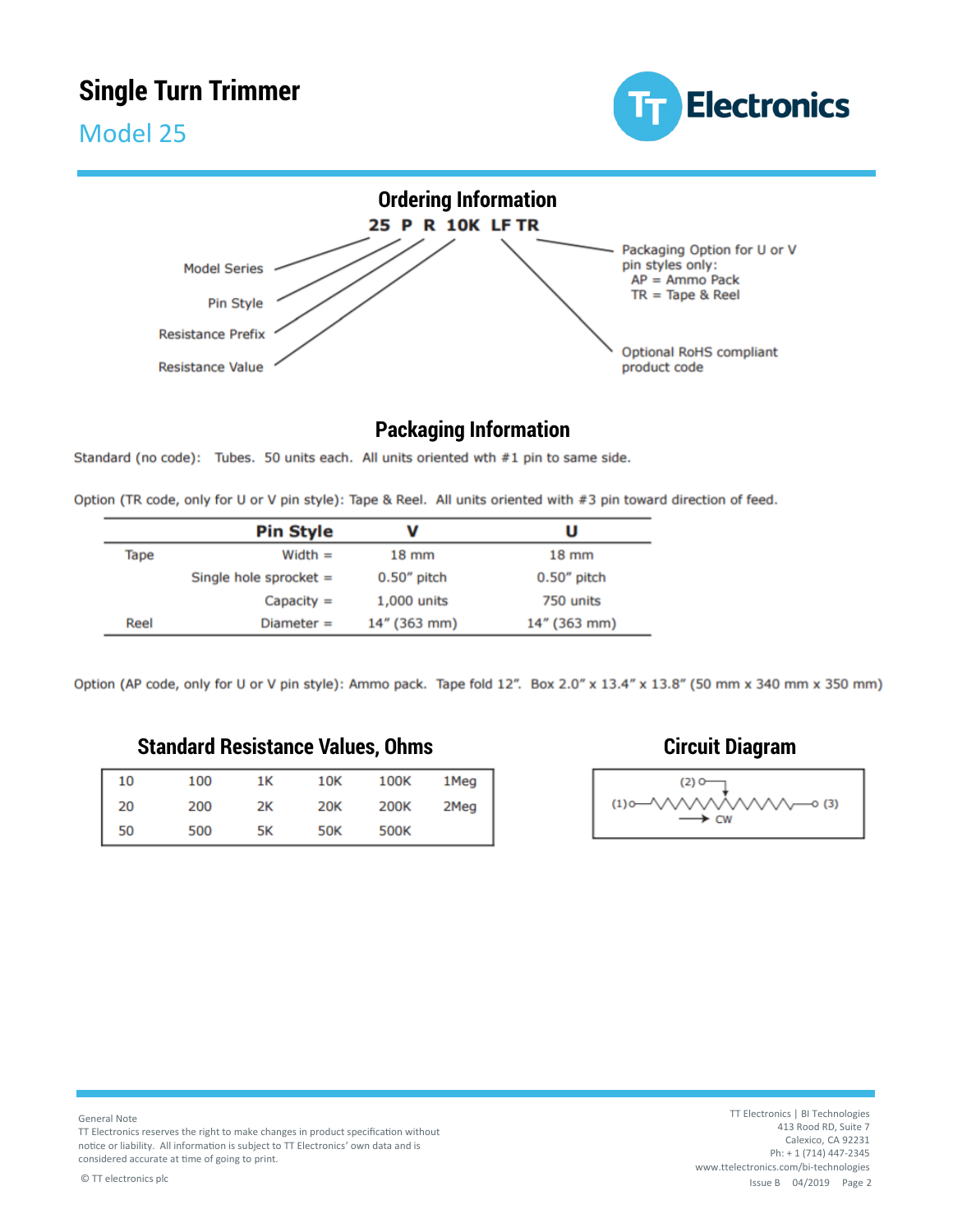# Single Turn Trimmer

## Model 25

## Ordering Information

**25 P R 10K LF TR**

- Model Series
- Pin Style
- Resistance Prefix
- Resistance Value
- Optional RoHS compliant product code
- Packaging Option for U or V pin styles only:
  - AP = Ammo Pack
  - TR = Tape & Reel

## Packaging Information

Standard (no code): Tubes. 50 units each. All units oriented wth #1 pin to same side.

Option (TR code, only for U or V pin style): Tape & Reel. All units oriented with #3 pin toward direction of feed.

| | Pin Style | V | U |
|---|---|---|---|
| Tape | Width = | 18 mm | 18 mm |
| | Single hole sprocket = | 0.50" pitch | 0.50" pitch |
| | Capacity = | 1,000 units | 750 units |
| Reel | Diameter = | 14" (363 mm) | 14" (363 mm) |

Option (AP code, only for U or V pin style): Ammo pack. Tape fold 12". Box 2.0" x 13.4" x 13.8" (50 mm x 340 mm x 350 mm)

## Standard Resistance Values, Ohms

| | | | | | |
|---|---|---|---|---|---|
| 10 | 100 | 1K | 10K | 100K | 1Meg |
| 20 | 200 | 2K | 20K | 200K | 2Meg |
| 50 | 500 | 5K | 50K | 500K | |

## Circuit Diagram

(1) — (2) — (3)

CW

General Note
TT Electronics reserves the right to make changes in product specification without notice or liability. All information is subject to TT Electronics' own data and is considered accurate at time of going to print.

© TT electronics plc

TT Electronics | BI Technologies
413 Rood RD, Suite 7
Calexico, CA 92231
Ph: + 1 (714) 447-2345
www.ttelectronics.com/bi-technologies
Issue B 04/2019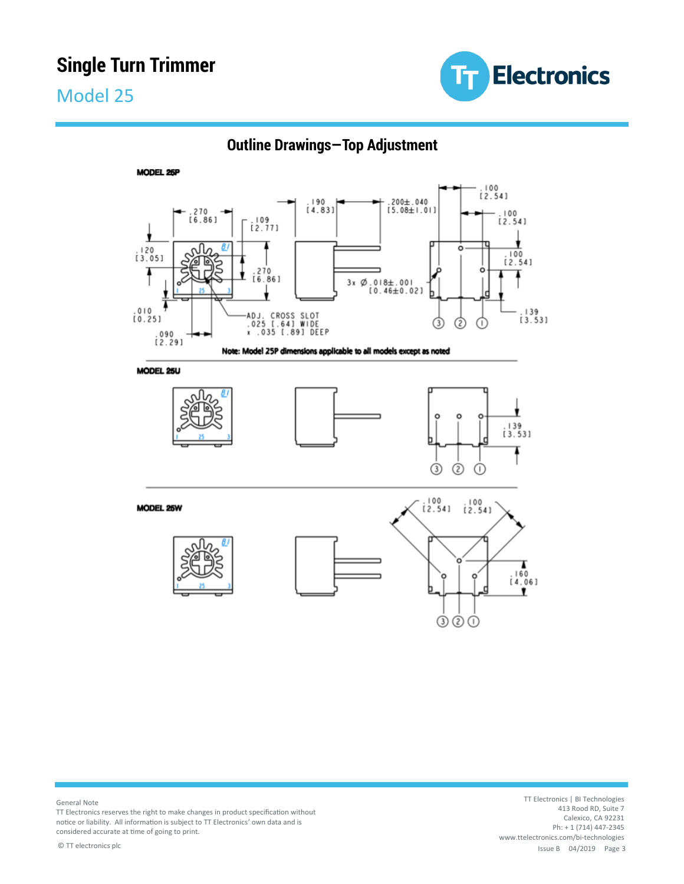# Single Turn Trimmer

## Model 25

### Outline Drawings—Top Adjustment

**MODEL 25P**

.270 [6.86]

.109 [2.77]

.120 [3.05]

.270 [6.86]

.010 [0.25]

.090 [2.29]

ADJ. CROSS SLOT .025 [.64] WIDE x .035 [.89] DEEP

.190 [4.83]

.200±.040 [5.08±1.01]

3x Ø.018±.001 [0.46±0.02]

.100 [2.54]

.100 [2.54]

.100 [2.54]

.139 [3.53]

③ ② ①

**Note: Model 25P dimensions applicable to all models except as noted**

**MODEL 25U**

.139 [3.53]

③ ② ①

**MODEL 25W**

.100 [2.54]

.100 [2.54]

.160 [4.06]

③ ② ①

General Note
TT Electronics reserves the right to make changes in product specification without notice or liability. All information is subject to TT Electronics' own data and is considered accurate at time of going to print.

© TT electronics plc

TT Electronics | BI Technologies
413 Rood RD, Suite 7
Calexico, CA 92231
Ph: + 1 (714) 447-2345
www.ttelectronics.com/bi-technologies

Issue B 04/2019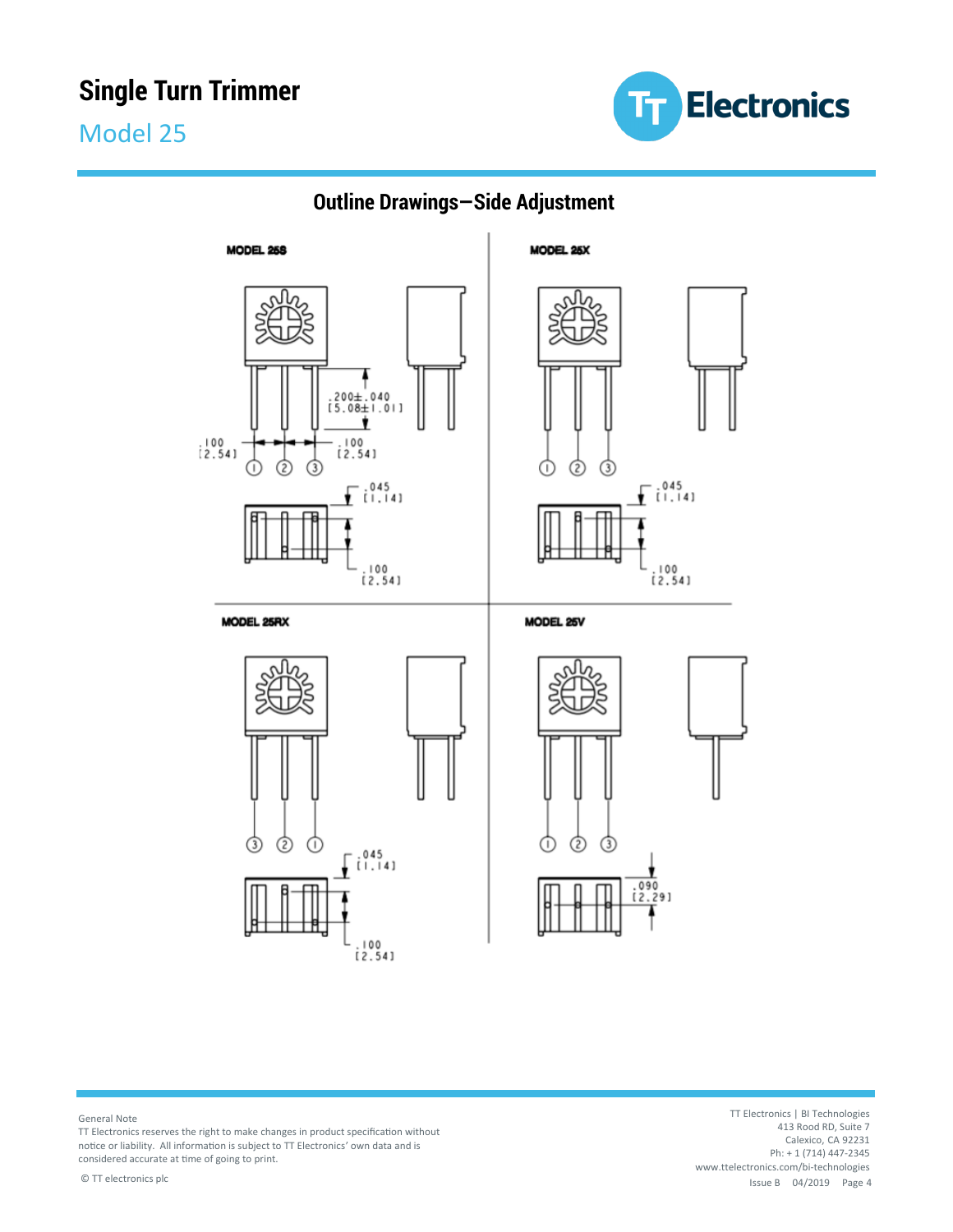# Single Turn Trimmer

## Model 25

### Outline Drawings—Side Adjustment

**MODEL 25S**

.200±.040 [5.08±1.01]

.100 [2.54]

.100 [2.54]

① ② ③

.045 [1.14]

.100 [2.54]

**MODEL 25X**

① ② ③

.045 [1.14]

.100 [2.54]

**MODEL 25RX**

③ ② ①

.045 [1.14]

.100 [2.54]

**MODEL 25V**

① ② ③

.090 [2.29]

General Note
TT Electronics reserves the right to make changes in product specification without notice or liability. All information is subject to TT Electronics' own data and is considered accurate at time of going to print.

© TT electronics plc

TT Electronics | BI Technologies
413 Rood RD, Suite 7
Calexico, CA 92231
Ph: + 1 (714) 447-2345
www.ttelectronics.com/bi-technologies

Issue B 04/2019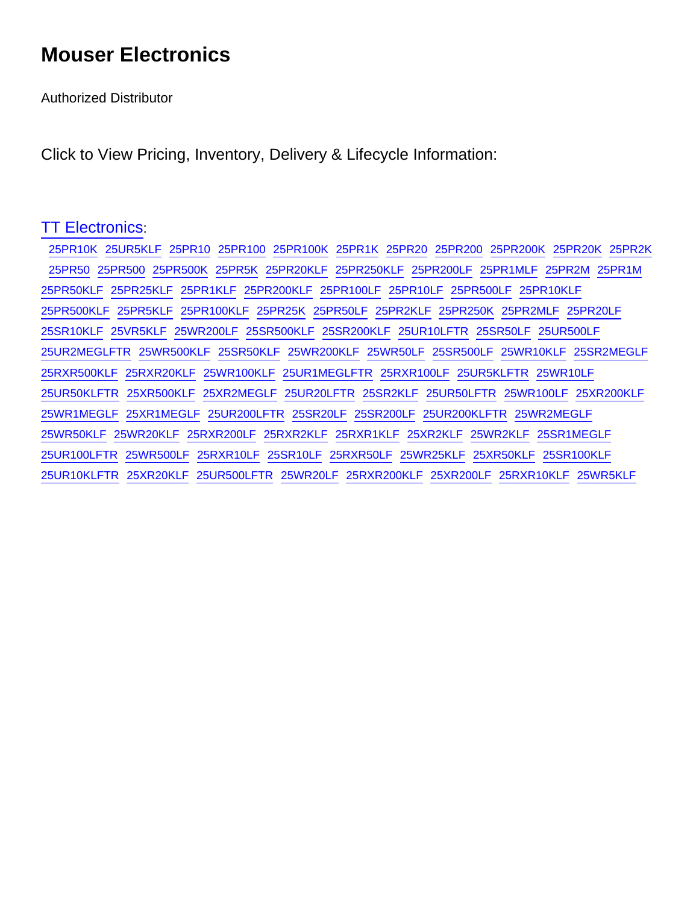# Mouser Electronics

Authorized Distributor

Click to View Pricing, Inventory, Delivery & Lifecycle Information:

TT Electronics:

25PR10K 25UR5KLF 25PR10 25PR100 25PR100K 25PR1K 25PR20 25PR200 25PR200K 25PR20K 25PR2K 25PR50 25PR500 25PR500K 25PR5K 25PR20KLF 25PR250KLF 25PR200LF 25PR1MLF 25PR2M 25PR1M 25PR50KLF 25PR25KLF 25PR1KLF 25PR200KLF 25PR100LF 25PR10LF 25PR500LF 25PR10KLF 25PR500KLF 25PR5KLF 25PR100KLF 25PR25K 25PR50LF 25PR2KLF 25PR250K 25PR2MLF 25PR20LF 25SR10KLF 25VR5KLF 25WR200LF 25SR500KLF 25SR200KLF 25UR10LFTR 25SR50LF 25UR500LF 25UR2MEGLFTR 25WR500KLF 25SR50KLF 25WR200KLF 25WR50LF 25SR500LF 25WR10KLF 25SR2MEGLF 25RXR500KLF 25RXR20KLF 25WR100KLF 25UR1MEGLFTR 25RXR100LF 25UR5KLFTR 25WR10LF 25UR50KLFTR 25XR500KLF 25XR2MEGLF 25UR20LFTR 25SR2KLF 25UR50LFTR 25WR100LF 25XR200KLF 25WR1MEGLF 25XR1MEGLF 25UR200LFTR 25SR20LF 25SR200LF 25UR200KLFTR 25WR2MEGLF 25WR50KLF 25WR20KLF 25RXR200LF 25RXR2KLF 25RXR1KLF 25XR2KLF 25WR2KLF 25SR1MEGLF 25UR100LFTR 25WR500LF 25RXR10LF 25SR10LF 25RXR50LF 25WR25KLF 25XR50KLF 25SR100KLF 25UR10KLFTR 25XR20KLF 25UR500LFTR 25WR20LF 25RXR200KLF 25XR200LF 25RXR10KLF 25WR5KLF